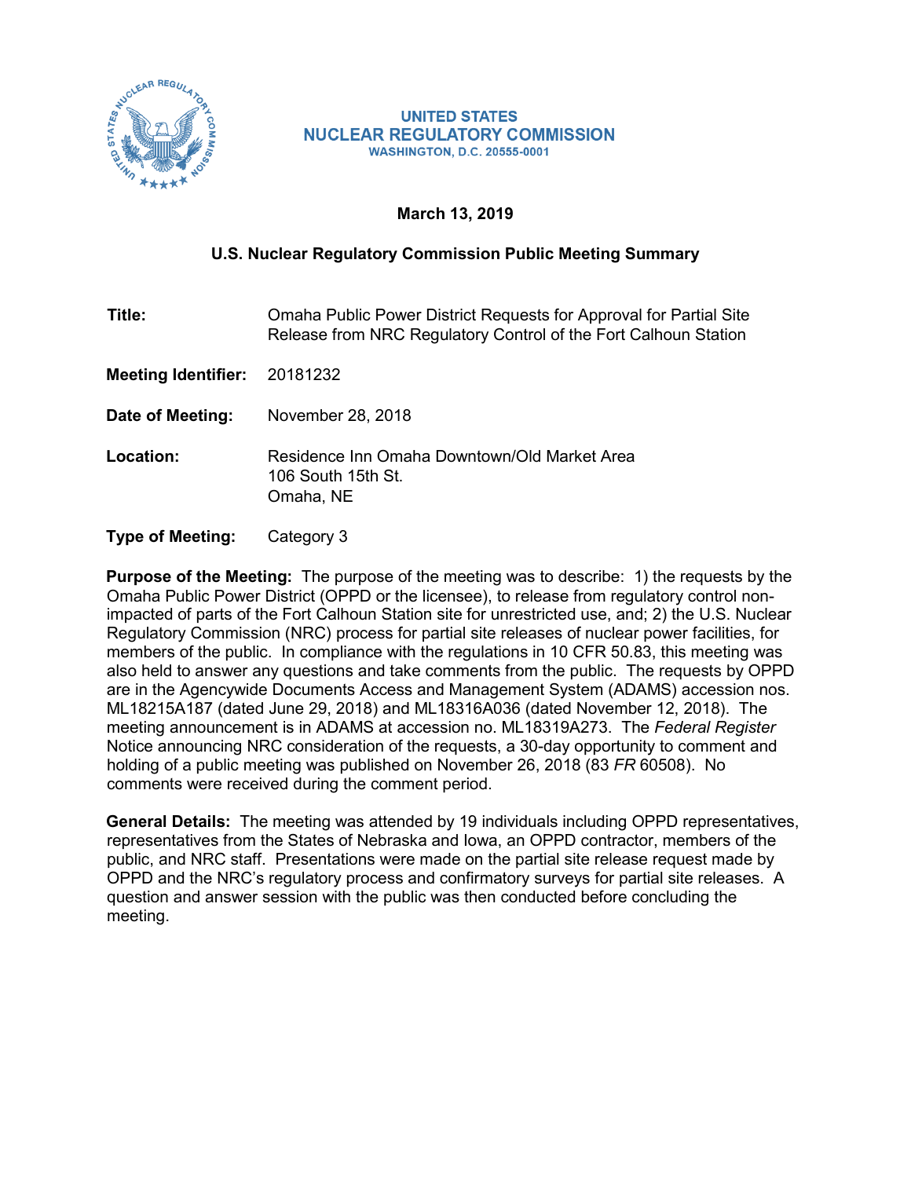UNITED STATES
NUCLEAR REGULATORY COMMISSION
WASHINGTON, D.C. 20555-0001

**March 13, 2019**

**U.S. Nuclear Regulatory Commission Public Meeting Summary**

| | |
|---|---|
| **Title:** | Omaha Public Power District Requests for Approval for Partial Site Release from NRC Regulatory Control of the Fort Calhoun Station |
| **Meeting Identifier:** | 20181232 |
| **Date of Meeting:** | November 28, 2018 |
| **Location:** | Residence Inn Omaha Downtown/Old Market Area<br>106 South 15th St.<br>Omaha, NE |
| **Type of Meeting:** | Category 3 |

**Purpose of the Meeting:** The purpose of the meeting was to describe: 1) the requests by the Omaha Public Power District (OPPD or the licensee), to release from regulatory control non-impacted of parts of the Fort Calhoun Station site for unrestricted use, and; 2) the U.S. Nuclear Regulatory Commission (NRC) process for partial site releases of nuclear power facilities, for members of the public. In compliance with the regulations in 10 CFR 50.83, this meeting was also held to answer any questions and take comments from the public. The requests by OPPD are in the Agencywide Documents Access and Management System (ADAMS) accession nos. ML18215A187 (dated June 29, 2018) and ML18316A036 (dated November 12, 2018). The meeting announcement is in ADAMS at accession no. ML18319A273. The *Federal Register* Notice announcing NRC consideration of the requests, a 30-day opportunity to comment and holding of a public meeting was published on November 26, 2018 (83 *FR* 60508). No comments were received during the comment period.

**General Details:** The meeting was attended by 19 individuals including OPPD representatives, representatives from the States of Nebraska and Iowa, an OPPD contractor, members of the public, and NRC staff. Presentations were made on the partial site release request made by OPPD and the NRC's regulatory process and confirmatory surveys for partial site releases. A question and answer session with the public was then conducted before concluding the meeting.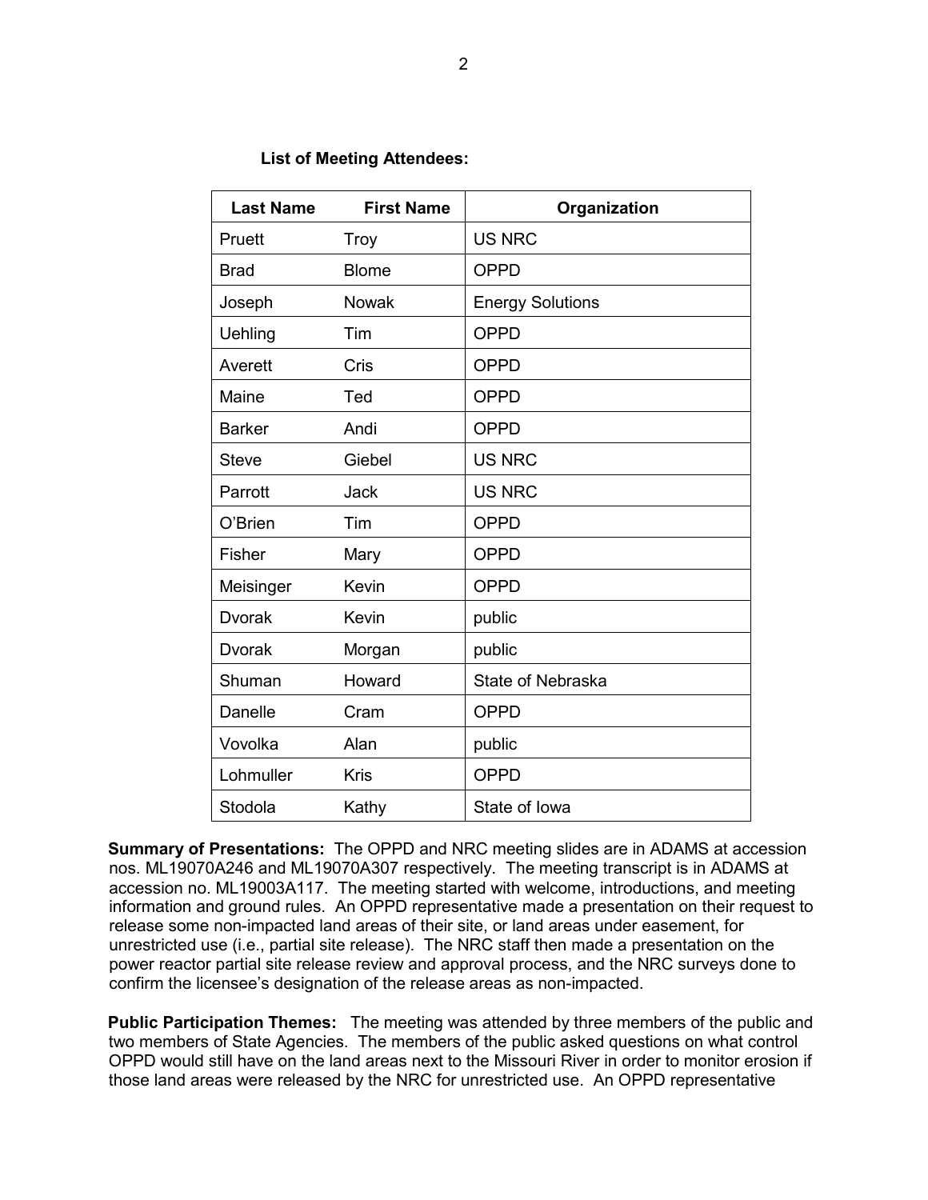**List of Meeting Attendees:**

| Last Name | First Name | Organization |
|---|---|---|
| Pruett | Troy | US NRC |
| Brad | Blome | OPPD |
| Joseph | Nowak | Energy Solutions |
| Uehling | Tim | OPPD |
| Averett | Cris | OPPD |
| Maine | Ted | OPPD |
| Barker | Andi | OPPD |
| Steve | Giebel | US NRC |
| Parrott | Jack | US NRC |
| O'Brien | Tim | OPPD |
| Fisher | Mary | OPPD |
| Meisinger | Kevin | OPPD |
| Dvorak | Kevin | public |
| Dvorak | Morgan | public |
| Shuman | Howard | State of Nebraska |
| Danelle | Cram | OPPD |
| Vovolka | Alan | public |
| Lohmuller | Kris | OPPD |
| Stodola | Kathy | State of Iowa |

**Summary of Presentations:** The OPPD and NRC meeting slides are in ADAMS at accession nos. ML19070A246 and ML19070A307 respectively. The meeting transcript is in ADAMS at accession no. ML19003A117. The meeting started with welcome, introductions, and meeting information and ground rules. An OPPD representative made a presentation on their request to release some non-impacted land areas of their site, or land areas under easement, for unrestricted use (i.e., partial site release). The NRC staff then made a presentation on the power reactor partial site release review and approval process, and the NRC surveys done to confirm the licensee's designation of the release areas as non-impacted.

**Public Participation Themes:** The meeting was attended by three members of the public and two members of State Agencies. The members of the public asked questions on what control OPPD would still have on the land areas next to the Missouri River in order to monitor erosion if those land areas were released by the NRC for unrestricted use. An OPPD representative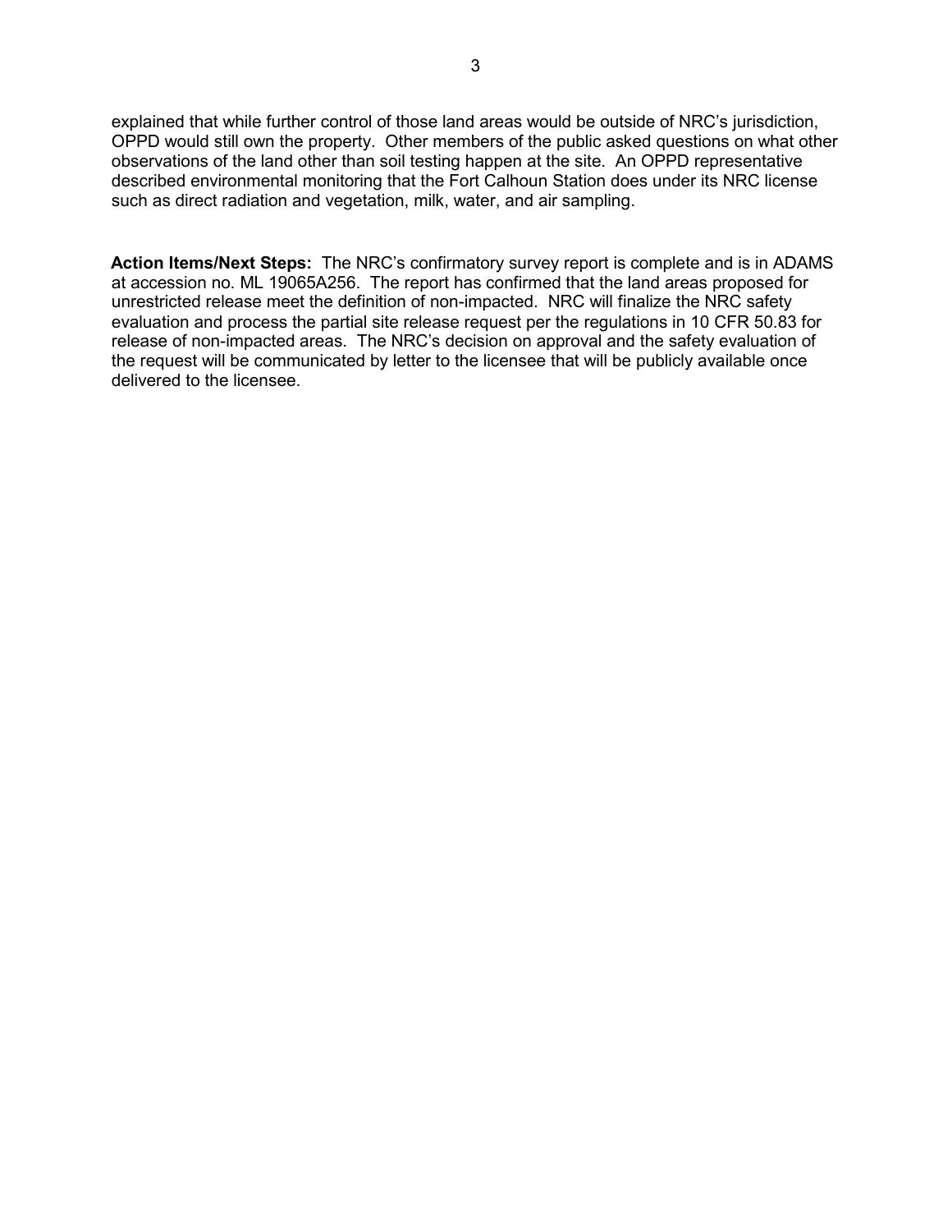explained that while further control of those land areas would be outside of NRC's jurisdiction, OPPD would still own the property. Other members of the public asked questions on what other observations of the land other than soil testing happen at the site. An OPPD representative described environmental monitoring that the Fort Calhoun Station does under its NRC license such as direct radiation and vegetation, milk, water, and air sampling.

**Action Items/Next Steps:** The NRC's confirmatory survey report is complete and is in ADAMS at accession no. ML 19065A256. The report has confirmed that the land areas proposed for unrestricted release meet the definition of non-impacted. NRC will finalize the NRC safety evaluation and process the partial site release request per the regulations in 10 CFR 50.83 for release of non-impacted areas. The NRC's decision on approval and the safety evaluation of the request will be communicated by letter to the licensee that will be publicly available once delivered to the licensee.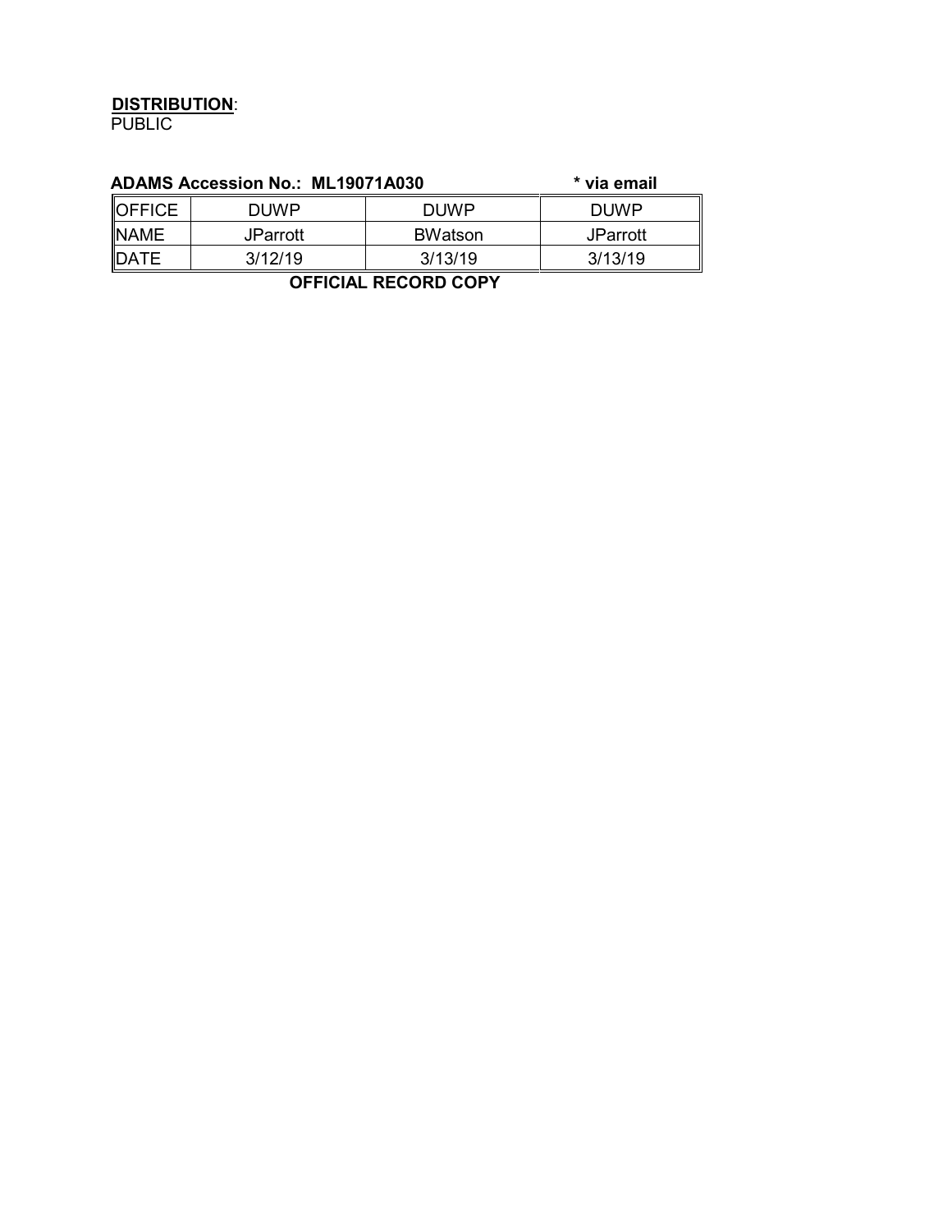**DISTRIBUTION**:
PUBLIC

**ADAMS Accession No.: ML19071A030** **\* via email**

| OFFICE | DUWP | DUWP | DUWP |
|---|---|---|---|
| NAME | JParrott | BWatson | JParrott |
| DATE | 3/12/19 | 3/13/19 | 3/13/19 |

**OFFICIAL RECORD COPY**